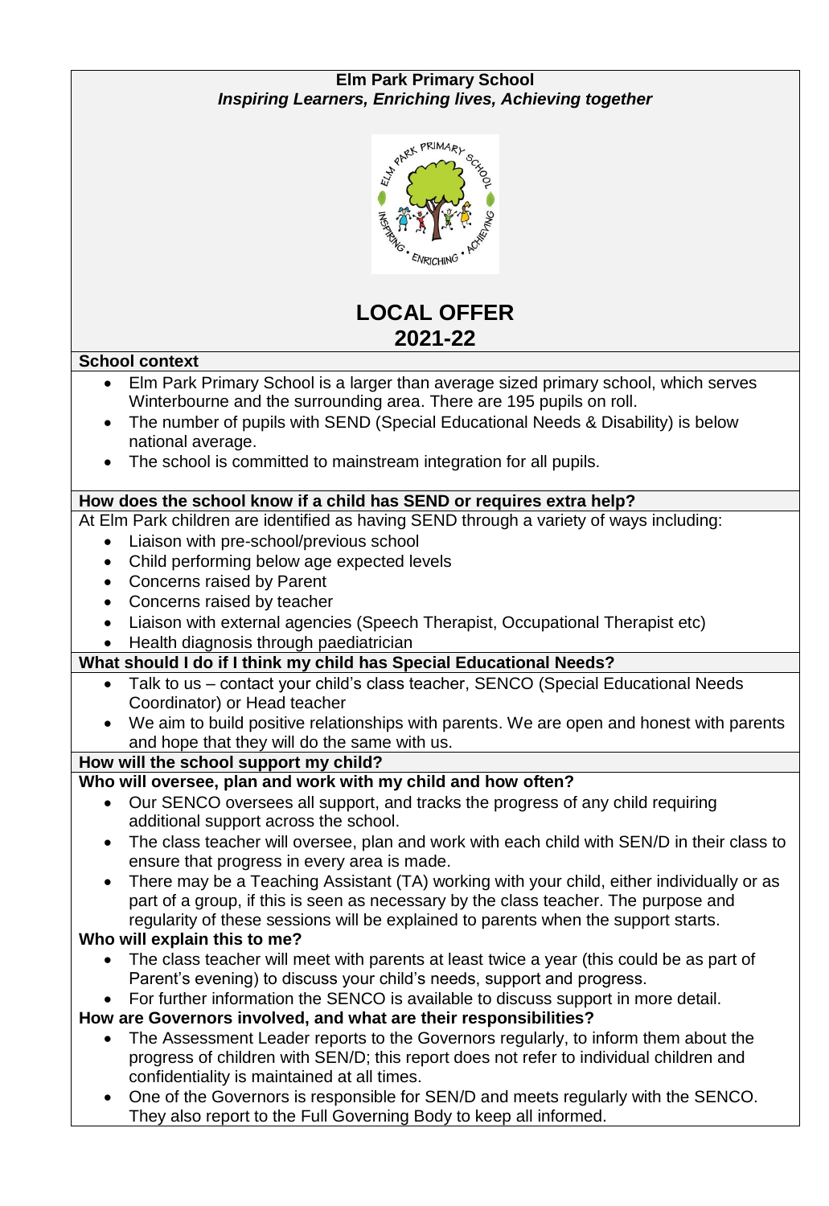**Elm Park Primary School**
***Inspiring Learners, Enriching lives, Achieving together***

# LOCAL OFFER
# 2021-22

## School context

- Elm Park Primary School is a larger than average sized primary school, which serves Winterbourne and the surrounding area. There are 195 pupils on roll.
- The number of pupils with SEND (Special Educational Needs & Disability) is below national average.
- The school is committed to mainstream integration for all pupils.

## How does the school know if a child has SEND or requires extra help?

At Elm Park children are identified as having SEND through a variety of ways including:

- Liaison with pre-school/previous school
- Child performing below age expected levels
- Concerns raised by Parent
- Concerns raised by teacher
- Liaison with external agencies (Speech Therapist, Occupational Therapist etc)
- Health diagnosis through paediatrician

## What should I do if I think my child has Special Educational Needs?

- Talk to us – contact your child's class teacher, SENCO (Special Educational Needs Coordinator) or Head teacher
- We aim to build positive relationships with parents. We are open and honest with parents and hope that they will do the same with us.

## How will the school support my child?

### Who will oversee, plan and work with my child and how often?

- Our SENCO oversees all support, and tracks the progress of any child requiring additional support across the school.
- The class teacher will oversee, plan and work with each child with SEN/D in their class to ensure that progress in every area is made.
- There may be a Teaching Assistant (TA) working with your child, either individually or as part of a group, if this is seen as necessary by the class teacher. The purpose and regularity of these sessions will be explained to parents when the support starts.

### Who will explain this to me?

- The class teacher will meet with parents at least twice a year (this could be as part of Parent's evening) to discuss your child's needs, support and progress.
- For further information the SENCO is available to discuss support in more detail.

### How are Governors involved, and what are their responsibilities?

- The Assessment Leader reports to the Governors regularly, to inform them about the progress of children with SEN/D; this report does not refer to individual children and confidentiality is maintained at all times.
- One of the Governors is responsible for SEN/D and meets regularly with the SENCO. They also report to the Full Governing Body to keep all informed.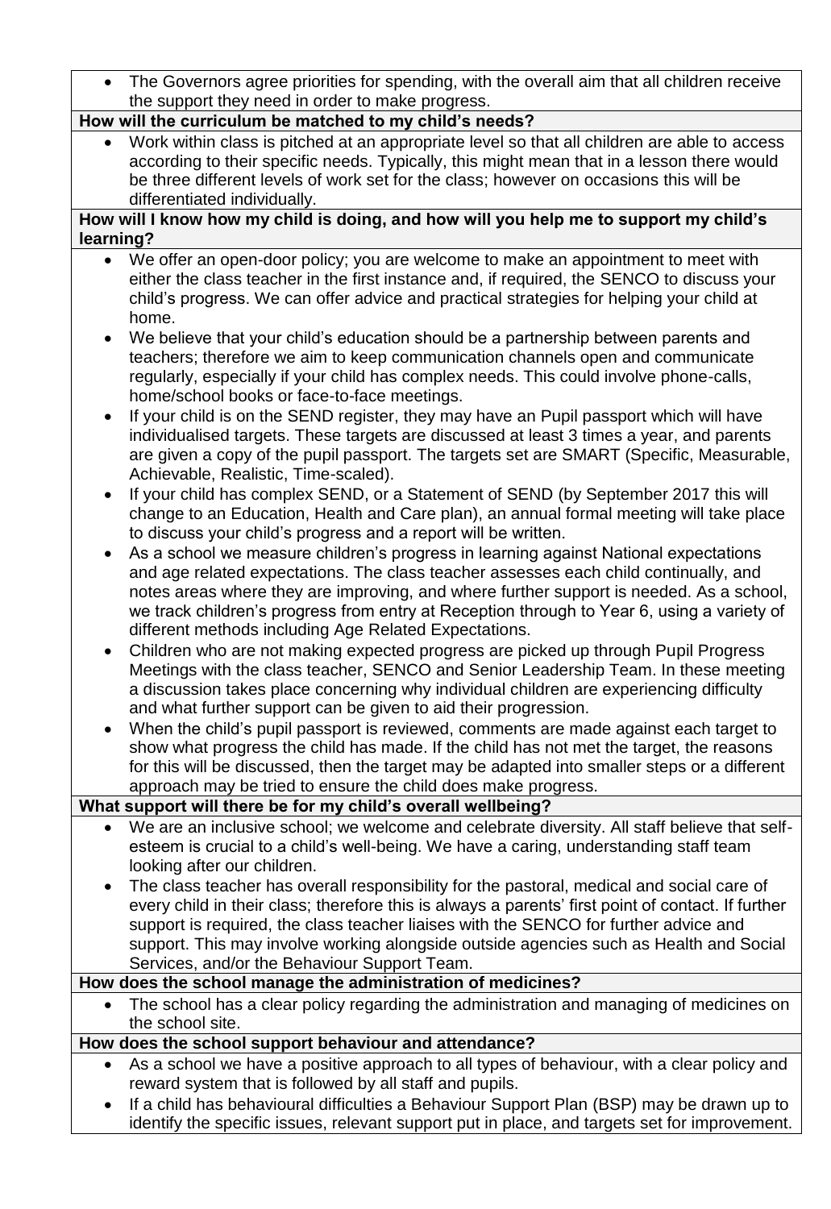- The Governors agree priorities for spending, with the overall aim that all children receive the support they need in order to make progress.

**How will the curriculum be matched to my child's needs?**

- Work within class is pitched at an appropriate level so that all children are able to access according to their specific needs. Typically, this might mean that in a lesson there would be three different levels of work set for the class; however on occasions this will be differentiated individually.

**How will I know how my child is doing, and how will you help me to support my child's learning?**

- We offer an open-door policy; you are welcome to make an appointment to meet with either the class teacher in the first instance and, if required, the SENCO to discuss your child's progress. We can offer advice and practical strategies for helping your child at home.
- We believe that your child's education should be a partnership between parents and teachers; therefore we aim to keep communication channels open and communicate regularly, especially if your child has complex needs. This could involve phone-calls, home/school books or face-to-face meetings.
- If your child is on the SEND register, they may have an Pupil passport which will have individualised targets. These targets are discussed at least 3 times a year, and parents are given a copy of the pupil passport. The targets set are SMART (Specific, Measurable, Achievable, Realistic, Time-scaled).
- If your child has complex SEND, or a Statement of SEND (by September 2017 this will change to an Education, Health and Care plan), an annual formal meeting will take place to discuss your child's progress and a report will be written.
- As a school we measure children's progress in learning against National expectations and age related expectations. The class teacher assesses each child continually, and notes areas where they are improving, and where further support is needed. As a school, we track children's progress from entry at Reception through to Year 6, using a variety of different methods including Age Related Expectations.
- Children who are not making expected progress are picked up through Pupil Progress Meetings with the class teacher, SENCO and Senior Leadership Team. In these meeting a discussion takes place concerning why individual children are experiencing difficulty and what further support can be given to aid their progression.
- When the child's pupil passport is reviewed, comments are made against each target to show what progress the child has made. If the child has not met the target, the reasons for this will be discussed, then the target may be adapted into smaller steps or a different approach may be tried to ensure the child does make progress.

**What support will there be for my child's overall wellbeing?**

- We are an inclusive school; we welcome and celebrate diversity. All staff believe that self-esteem is crucial to a child's well-being. We have a caring, understanding staff team looking after our children.
- The class teacher has overall responsibility for the pastoral, medical and social care of every child in their class; therefore this is always a parents' first point of contact. If further support is required, the class teacher liaises with the SENCO for further advice and support. This may involve working alongside outside agencies such as Health and Social Services, and/or the Behaviour Support Team.

**How does the school manage the administration of medicines?**

- The school has a clear policy regarding the administration and managing of medicines on the school site.

**How does the school support behaviour and attendance?**

- As a school we have a positive approach to all types of behaviour, with a clear policy and reward system that is followed by all staff and pupils.
- If a child has behavioural difficulties a Behaviour Support Plan (BSP) may be drawn up to identify the specific issues, relevant support put in place, and targets set for improvement.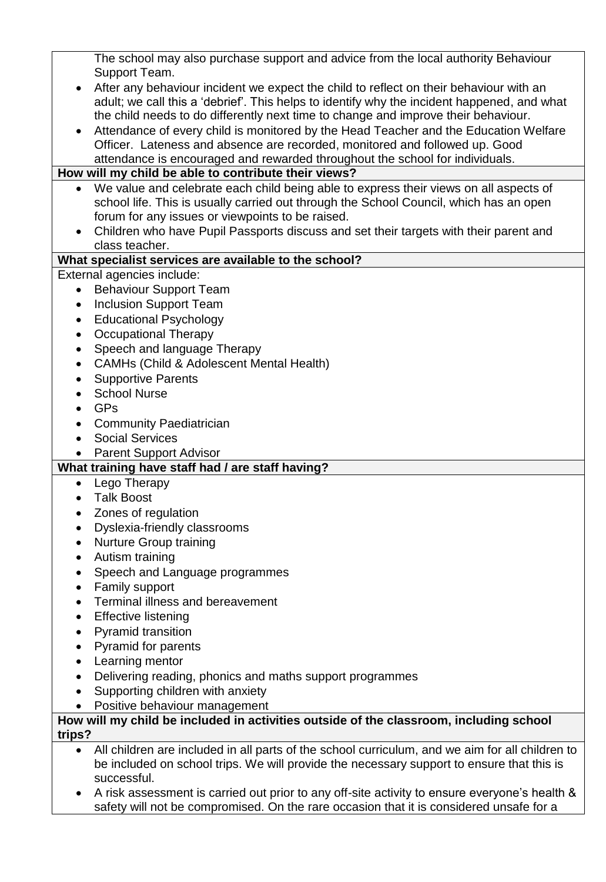The school may also purchase support and advice from the local authority Behaviour Support Team.

- After any behaviour incident we expect the child to reflect on their behaviour with an adult; we call this a 'debrief'. This helps to identify why the incident happened, and what the child needs to do differently next time to change and improve their behaviour.
- Attendance of every child is monitored by the Head Teacher and the Education Welfare Officer. Lateness and absence are recorded, monitored and followed up. Good attendance is encouraged and rewarded throughout the school for individuals.

**How will my child be able to contribute their views?**

- We value and celebrate each child being able to express their views on all aspects of school life. This is usually carried out through the School Council, which has an open forum for any issues or viewpoints to be raised.
- Children who have Pupil Passports discuss and set their targets with their parent and class teacher.

**What specialist services are available to the school?**

External agencies include:

- Behaviour Support Team
- Inclusion Support Team
- Educational Psychology
- Occupational Therapy
- Speech and language Therapy
- CAMHs (Child & Adolescent Mental Health)
- Supportive Parents
- School Nurse
- GPs
- Community Paediatrician
- Social Services
- Parent Support Advisor

**What training have staff had / are staff having?**

- Lego Therapy
- Talk Boost
- Zones of regulation
- Dyslexia-friendly classrooms
- Nurture Group training
- Autism training
- Speech and Language programmes
- Family support
- Terminal illness and bereavement
- Effective listening
- Pyramid transition
- Pyramid for parents
- Learning mentor
- Delivering reading, phonics and maths support programmes
- Supporting children with anxiety
- Positive behaviour management

**How will my child be included in activities outside of the classroom, including school trips?**

- All children are included in all parts of the school curriculum, and we aim for all children to be included on school trips. We will provide the necessary support to ensure that this is successful.
- A risk assessment is carried out prior to any off-site activity to ensure everyone's health & safety will not be compromised. On the rare occasion that it is considered unsafe for a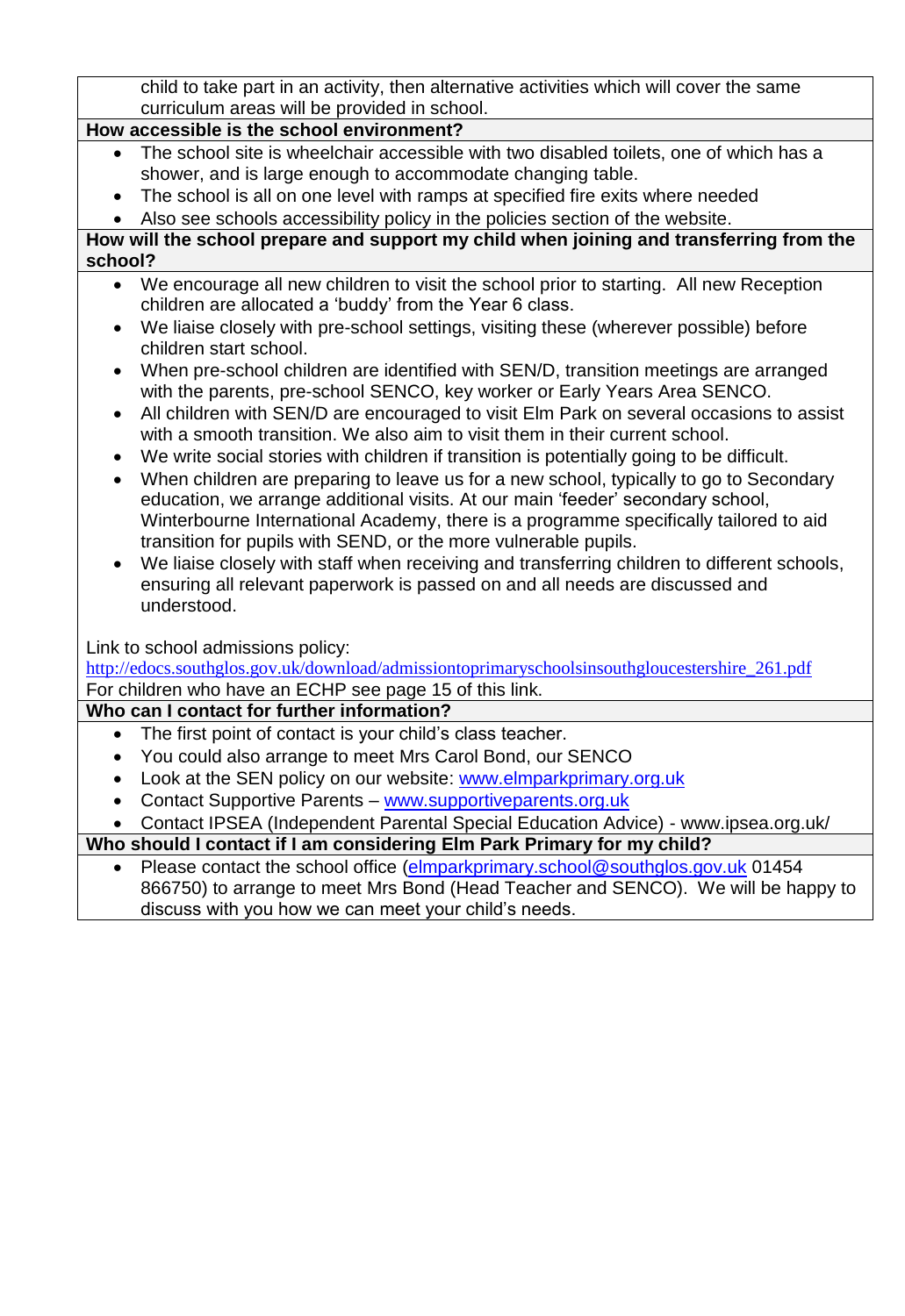child to take part in an activity, then alternative activities which will cover the same curriculum areas will be provided in school.

**How accessible is the school environment?**

- The school site is wheelchair accessible with two disabled toilets, one of which has a shower, and is large enough to accommodate changing table.
- The school is all on one level with ramps at specified fire exits where needed
- Also see schools accessibility policy in the policies section of the website.

**How will the school prepare and support my child when joining and transferring from the school?**

- We encourage all new children to visit the school prior to starting. All new Reception children are allocated a 'buddy' from the Year 6 class.
- We liaise closely with pre-school settings, visiting these (wherever possible) before children start school.
- When pre-school children are identified with SEN/D, transition meetings are arranged with the parents, pre-school SENCO, key worker or Early Years Area SENCO.
- All children with SEN/D are encouraged to visit Elm Park on several occasions to assist with a smooth transition. We also aim to visit them in their current school.
- We write social stories with children if transition is potentially going to be difficult.
- When children are preparing to leave us for a new school, typically to go to Secondary education, we arrange additional visits. At our main 'feeder' secondary school, Winterbourne International Academy, there is a programme specifically tailored to aid transition for pupils with SEND, or the more vulnerable pupils.
- We liaise closely with staff when receiving and transferring children to different schools, ensuring all relevant paperwork is passed on and all needs are discussed and understood.

Link to school admissions policy:
http://edocs.southglos.gov.uk/download/admissiontoprimaryschoolsinsouthgloucestershire_261.pdf
For children who have an ECHP see page 15 of this link.

**Who can I contact for further information?**

- The first point of contact is your child's class teacher.
- You could also arrange to meet Mrs Carol Bond, our SENCO
- Look at the SEN policy on our website: www.elmparkprimary.org.uk
- Contact Supportive Parents – www.supportiveparents.org.uk
- Contact IPSEA (Independent Parental Special Education Advice) - www.ipsea.org.uk/

**Who should I contact if I am considering Elm Park Primary for my child?**

- Please contact the school office (elmparkprimary.school@southglos.gov.uk 01454 866750) to arrange to meet Mrs Bond (Head Teacher and SENCO). We will be happy to discuss with you how we can meet your child's needs.